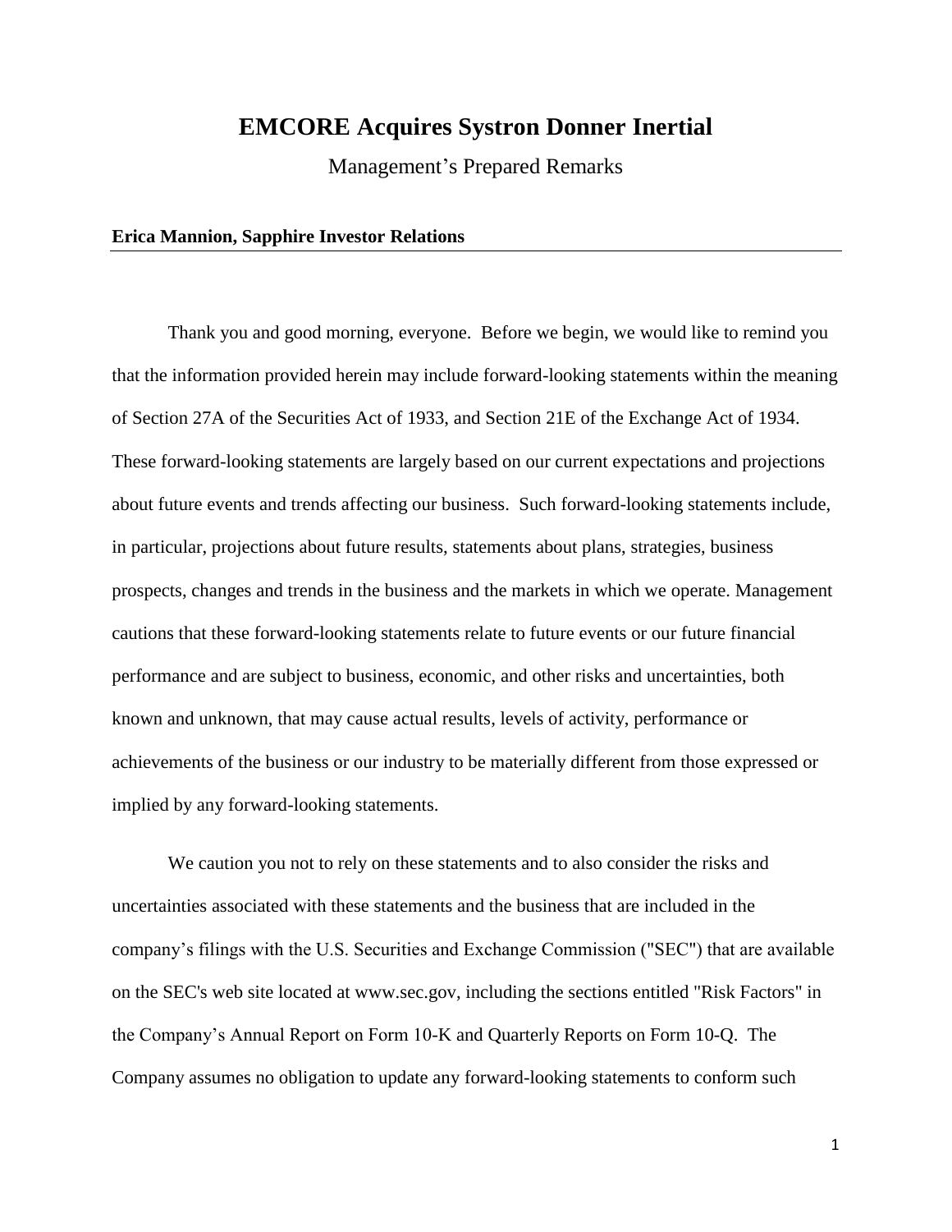# EMCORE Acquires Systron Donner Inertial

Management's Prepared Remarks

**Erica Mannion, Sapphire Investor Relations**

Thank you and good morning, everyone. Before we begin, we would like to remind you that the information provided herein may include forward-looking statements within the meaning of Section 27A of the Securities Act of 1933, and Section 21E of the Exchange Act of 1934. These forward-looking statements are largely based on our current expectations and projections about future events and trends affecting our business. Such forward-looking statements include, in particular, projections about future results, statements about plans, strategies, business prospects, changes and trends in the business and the markets in which we operate. Management cautions that these forward-looking statements relate to future events or our future financial performance and are subject to business, economic, and other risks and uncertainties, both known and unknown, that may cause actual results, levels of activity, performance or achievements of the business or our industry to be materially different from those expressed or implied by any forward-looking statements.

We caution you not to rely on these statements and to also consider the risks and uncertainties associated with these statements and the business that are included in the company's filings with the U.S. Securities and Exchange Commission ("SEC") that are available on the SEC's web site located at www.sec.gov, including the sections entitled "Risk Factors" in the Company's Annual Report on Form 10-K and Quarterly Reports on Form 10-Q. The Company assumes no obligation to update any forward-looking statements to conform such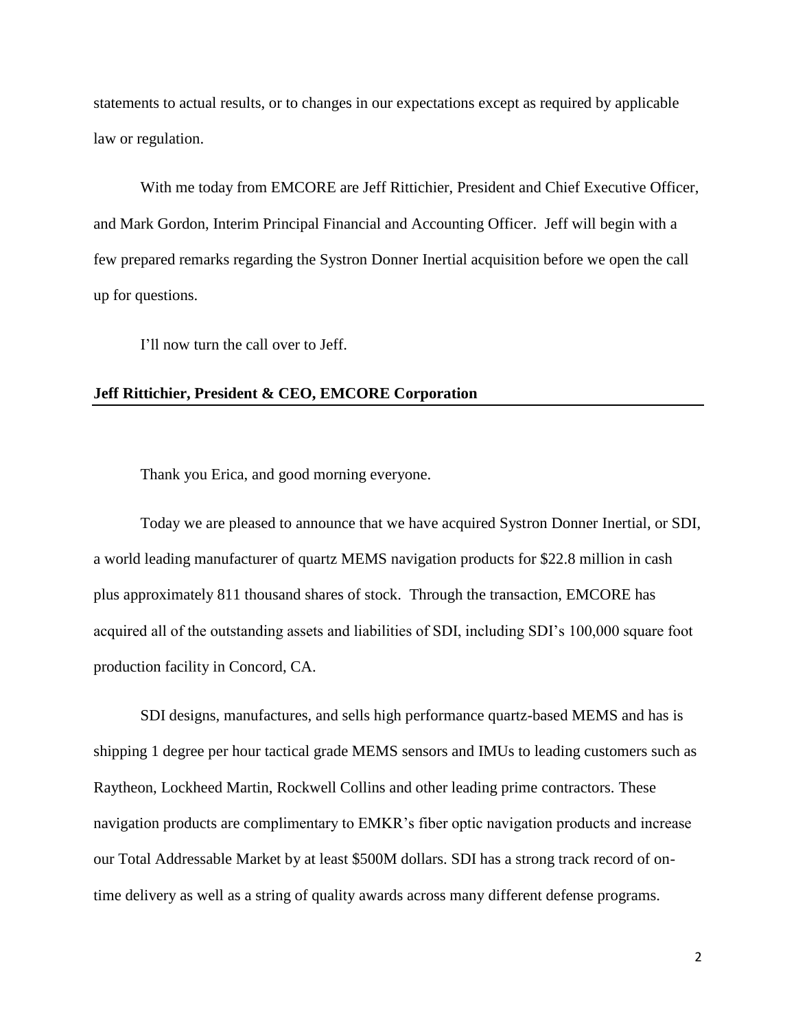statements to actual results, or to changes in our expectations except as required by applicable law or regulation.

With me today from EMCORE are Jeff Rittichier, President and Chief Executive Officer, and Mark Gordon, Interim Principal Financial and Accounting Officer. Jeff will begin with a few prepared remarks regarding the Systron Donner Inertial acquisition before we open the call up for questions.

I'll now turn the call over to Jeff.

**Jeff Rittichier, President & CEO, EMCORE Corporation**

Thank you Erica, and good morning everyone.

Today we are pleased to announce that we have acquired Systron Donner Inertial, or SDI, a world leading manufacturer of quartz MEMS navigation products for $22.8 million in cash plus approximately 811 thousand shares of stock. Through the transaction, EMCORE has acquired all of the outstanding assets and liabilities of SDI, including SDI's 100,000 square foot production facility in Concord, CA.

SDI designs, manufactures, and sells high performance quartz-based MEMS and has is shipping 1 degree per hour tactical grade MEMS sensors and IMUs to leading customers such as Raytheon, Lockheed Martin, Rockwell Collins and other leading prime contractors. These navigation products are complimentary to EMKR's fiber optic navigation products and increase our Total Addressable Market by at least $500M dollars. SDI has a strong track record of on-time delivery as well as a string of quality awards across many different defense programs.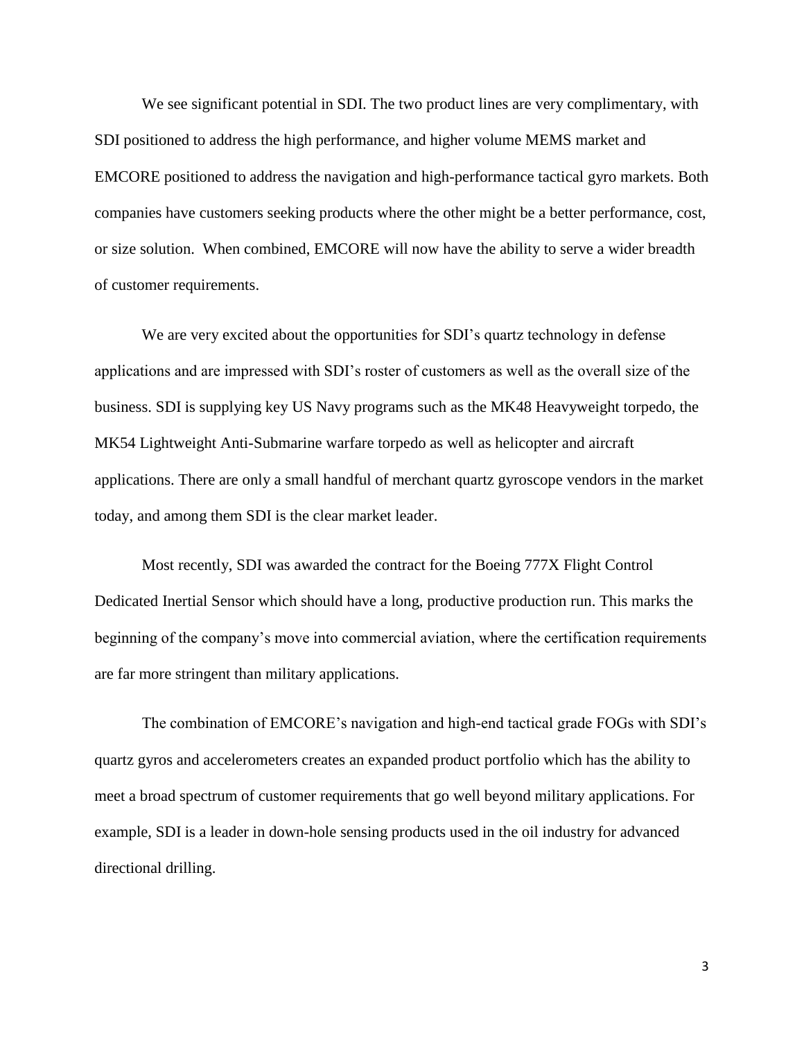We see significant potential in SDI. The two product lines are very complimentary, with SDI positioned to address the high performance, and higher volume MEMS market and EMCORE positioned to address the navigation and high-performance tactical gyro markets. Both companies have customers seeking products where the other might be a better performance, cost, or size solution. When combined, EMCORE will now have the ability to serve a wider breadth of customer requirements.

We are very excited about the opportunities for SDI's quartz technology in defense applications and are impressed with SDI's roster of customers as well as the overall size of the business. SDI is supplying key US Navy programs such as the MK48 Heavyweight torpedo, the MK54 Lightweight Anti-Submarine warfare torpedo as well as helicopter and aircraft applications. There are only a small handful of merchant quartz gyroscope vendors in the market today, and among them SDI is the clear market leader.

Most recently, SDI was awarded the contract for the Boeing 777X Flight Control Dedicated Inertial Sensor which should have a long, productive production run. This marks the beginning of the company's move into commercial aviation, where the certification requirements are far more stringent than military applications.

The combination of EMCORE's navigation and high-end tactical grade FOGs with SDI's quartz gyros and accelerometers creates an expanded product portfolio which has the ability to meet a broad spectrum of customer requirements that go well beyond military applications. For example, SDI is a leader in down-hole sensing products used in the oil industry for advanced directional drilling.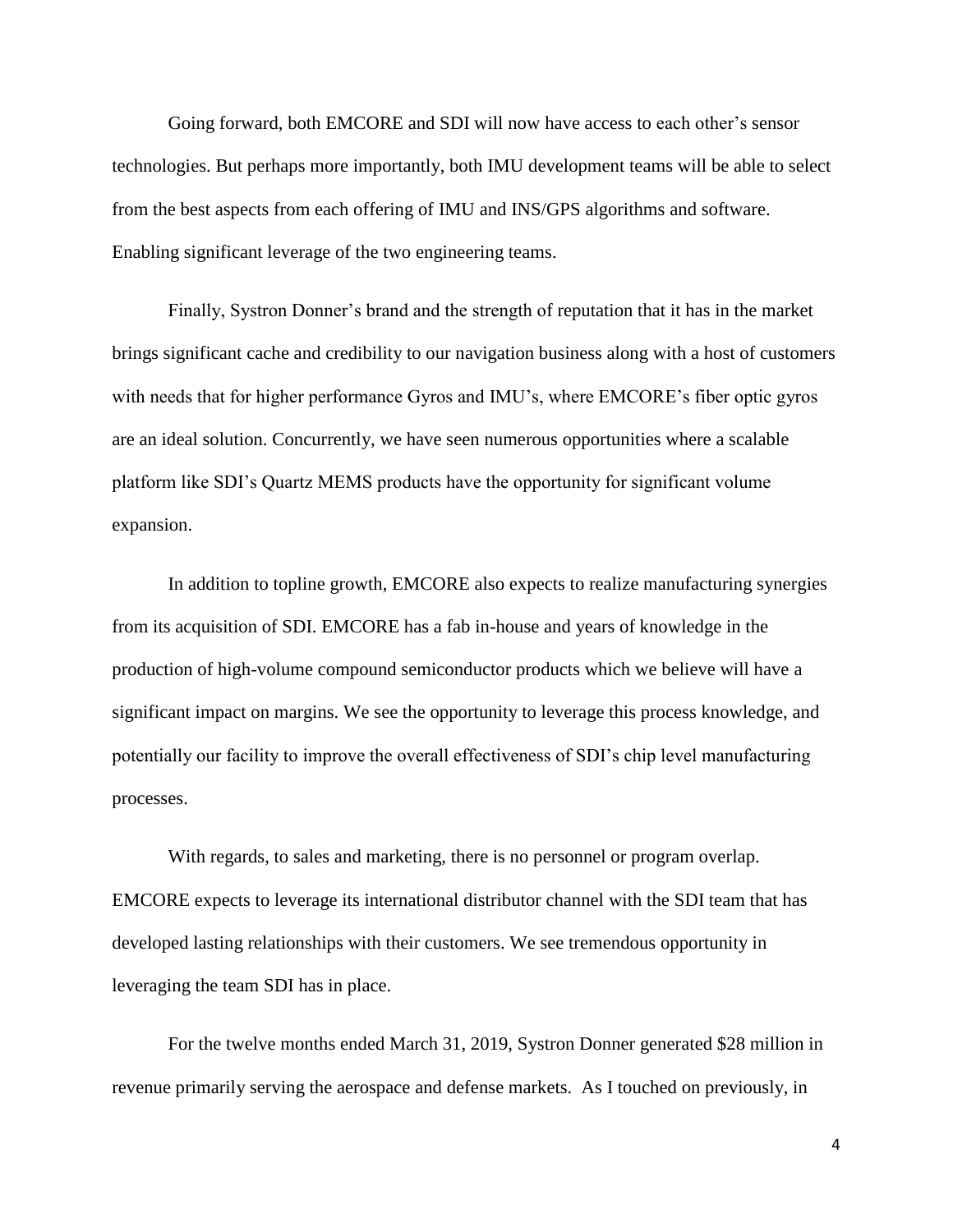Going forward, both EMCORE and SDI will now have access to each other's sensor technologies. But perhaps more importantly, both IMU development teams will be able to select from the best aspects from each offering of IMU and INS/GPS algorithms and software. Enabling significant leverage of the two engineering teams.

Finally, Systron Donner's brand and the strength of reputation that it has in the market brings significant cache and credibility to our navigation business along with a host of customers with needs that for higher performance Gyros and IMU's, where EMCORE's fiber optic gyros are an ideal solution. Concurrently, we have seen numerous opportunities where a scalable platform like SDI's Quartz MEMS products have the opportunity for significant volume expansion.

In addition to topline growth, EMCORE also expects to realize manufacturing synergies from its acquisition of SDI. EMCORE has a fab in-house and years of knowledge in the production of high-volume compound semiconductor products which we believe will have a significant impact on margins. We see the opportunity to leverage this process knowledge, and potentially our facility to improve the overall effectiveness of SDI's chip level manufacturing processes.

With regards, to sales and marketing, there is no personnel or program overlap. EMCORE expects to leverage its international distributor channel with the SDI team that has developed lasting relationships with their customers. We see tremendous opportunity in leveraging the team SDI has in place.

For the twelve months ended March 31, 2019, Systron Donner generated $28 million in revenue primarily serving the aerospace and defense markets. As I touched on previously, in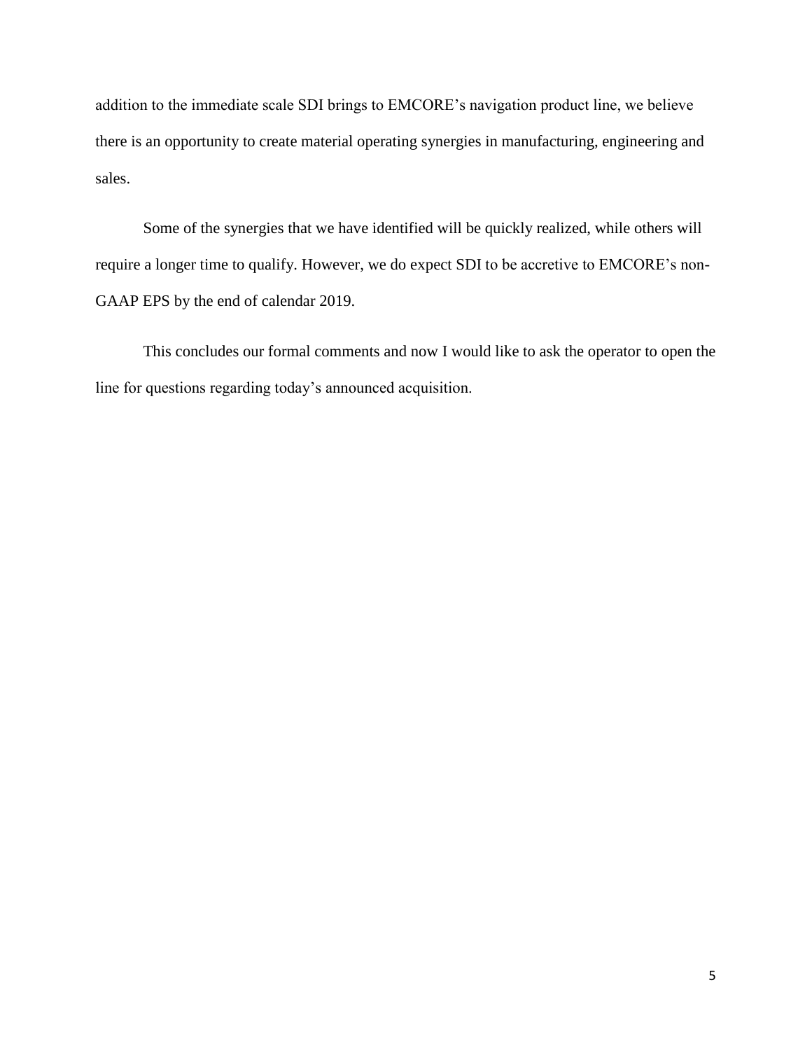addition to the immediate scale SDI brings to EMCORE's navigation product line, we believe there is an opportunity to create material operating synergies in manufacturing, engineering and sales.

Some of the synergies that we have identified will be quickly realized, while others will require a longer time to qualify. However, we do expect SDI to be accretive to EMCORE's non-GAAP EPS by the end of calendar 2019.

This concludes our formal comments and now I would like to ask the operator to open the line for questions regarding today's announced acquisition.